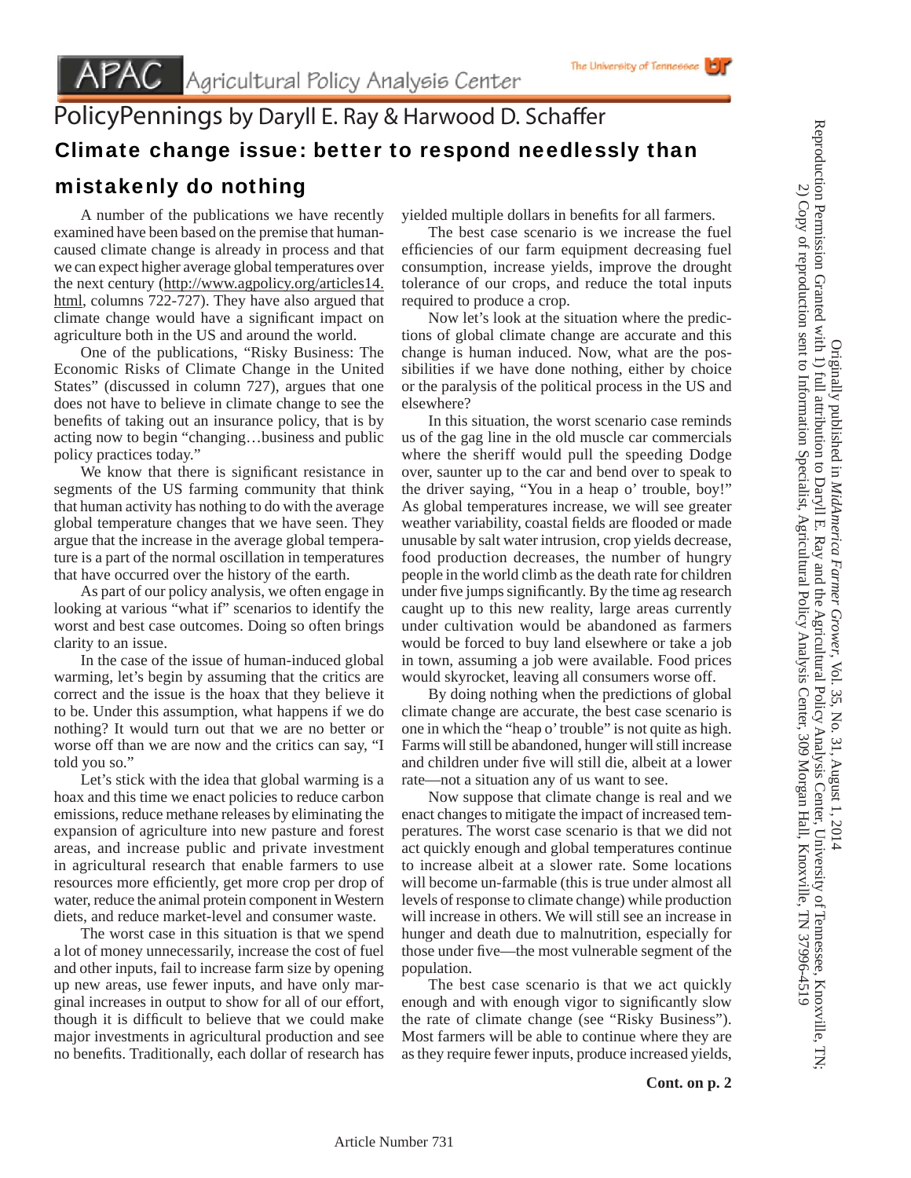# PolicyPennings by Daryll E. Ray & Harwood D. Schaffer

## Climate change issue: better to respond needlessly than mistakenly do nothing

A number of the publications we have recently examined have been based on the premise that human-caused climate change is already in process and that we can expect higher average global temperatures over the next century (http://www.agpolicy.org/articles14.html, columns 722-727). They have also argued that climate change would have a significant impact on agriculture both in the US and around the world.

One of the publications, "Risky Business: The Economic Risks of Climate Change in the United States" (discussed in column 727), argues that one does not have to believe in climate change to see the benefits of taking out an insurance policy, that is by acting now to begin "changing…business and public policy practices today."

We know that there is significant resistance in segments of the US farming community that think that human activity has nothing to do with the average global temperature changes that we have seen. They argue that the increase in the average global temperature is a part of the normal oscillation in temperatures that have occurred over the history of the earth.

As part of our policy analysis, we often engage in looking at various "what if" scenarios to identify the worst and best case outcomes. Doing so often brings clarity to an issue.

In the case of the issue of human-induced global warming, let's begin by assuming that the critics are correct and the issue is the hoax that they believe it to be. Under this assumption, what happens if we do nothing? It would turn out that we are no better or worse off than we are now and the critics can say, "I told you so."

Let's stick with the idea that global warming is a hoax and this time we enact policies to reduce carbon emissions, reduce methane releases by eliminating the expansion of agriculture into new pasture and forest areas, and increase public and private investment in agricultural research that enable farmers to use resources more efficiently, get more crop per drop of water, reduce the animal protein component in Western diets, and reduce market-level and consumer waste.

The worst case in this situation is that we spend a lot of money unnecessarily, increase the cost of fuel and other inputs, fail to increase farm size by opening up new areas, use fewer inputs, and have only marginal increases in output to show for all of our effort, though it is difficult to believe that we could make major investments in agricultural production and see no benefits. Traditionally, each dollar of research has yielded multiple dollars in benefits for all farmers.

The best case scenario is we increase the fuel efficiencies of our farm equipment decreasing fuel consumption, increase yields, improve the drought tolerance of our crops, and reduce the total inputs required to produce a crop.

Now let's look at the situation where the predictions of global climate change are accurate and this change is human induced. Now, what are the possibilities if we have done nothing, either by choice or the paralysis of the political process in the US and elsewhere?

In this situation, the worst scenario case reminds us of the gag line in the old muscle car commercials where the sheriff would pull the speeding Dodge over, saunter up to the car and bend over to speak to the driver saying, "You in a heap o' trouble, boy!" As global temperatures increase, we will see greater weather variability, coastal fields are flooded or made unusable by salt water intrusion, crop yields decrease, food production decreases, the number of hungry people in the world climb as the death rate for children under five jumps significantly. By the time ag research caught up to this new reality, large areas currently under cultivation would be abandoned as farmers would be forced to buy land elsewhere or take a job in town, assuming a job were available. Food prices would skyrocket, leaving all consumers worse off.

By doing nothing when the predictions of global climate change are accurate, the best case scenario is one in which the "heap o' trouble" is not quite as high. Farms will still be abandoned, hunger will still increase and children under five will still die, albeit at a lower rate—not a situation any of us want to see.

Now suppose that climate change is real and we enact changes to mitigate the impact of increased temperatures. The worst case scenario is that we did not act quickly enough and global temperatures continue to increase albeit at a slower rate. Some locations will become un-farmable (this is true under almost all levels of response to climate change) while production will increase in others. We will still see an increase in hunger and death due to malnutrition, especially for those under five—the most vulnerable segment of the population.

The best case scenario is that we act quickly enough and with enough vigor to significantly slow the rate of climate change (see "Risky Business"). Most farmers will be able to continue where they are as they require fewer inputs, produce increased yields,

**Cont. on p. 2**

Originally published in *MidAmerica Farmer Grower*, Vol. 35, No. 31, August 1, 2014
Reproduction Permission Granted with 1) full attribution to Daryll E. Ray and the Agricultural Policy Analysis Center, University of Tennessee, Knoxville, TN;
2) Copy of reproduction sent to Information Specialist, Agricultural Policy Analysis Center, 309 Morgan Hall, Knoxville, TN 37996-4519

Article Number 731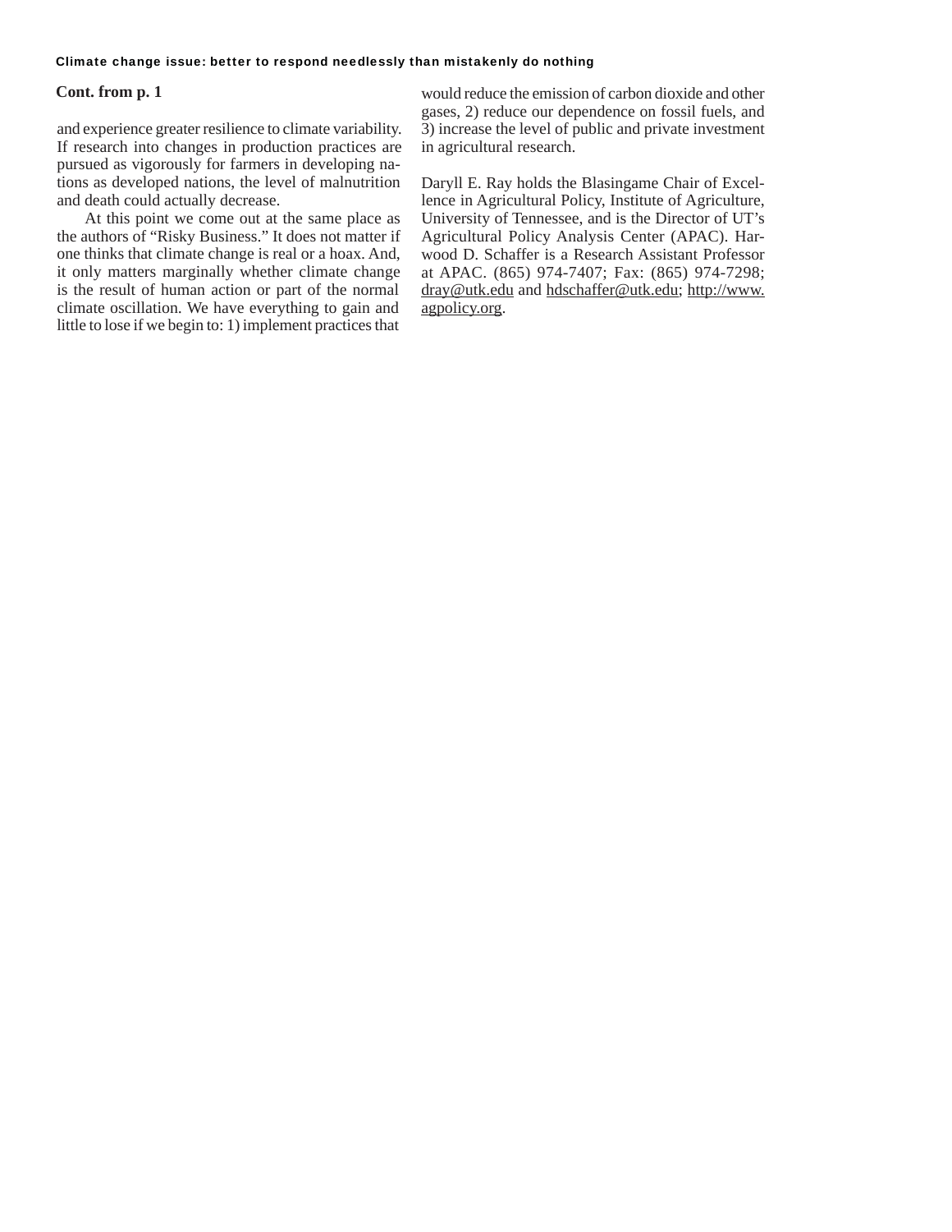**Cont. from p. 1**

and experience greater resilience to climate variability. If research into changes in production practices are pursued as vigorously for farmers in developing nations as developed nations, the level of malnutrition and death could actually decrease.

At this point we come out at the same place as the authors of "Risky Business." It does not matter if one thinks that climate change is real or a hoax. And, it only matters marginally whether climate change is the result of human action or part of the normal climate oscillation. We have everything to gain and little to lose if we begin to: 1) implement practices that would reduce the emission of carbon dioxide and other gases, 2) reduce our dependence on fossil fuels, and 3) increase the level of public and private investment in agricultural research.

Daryll E. Ray holds the Blasingame Chair of Excellence in Agricultural Policy, Institute of Agriculture, University of Tennessee, and is the Director of UT's Agricultural Policy Analysis Center (APAC). Harwood D. Schaffer is a Research Assistant Professor at APAC. (865) 974-7407; Fax: (865) 974-7298; dray@utk.edu and hdschaffer@utk.edu; http://www.agpolicy.org.